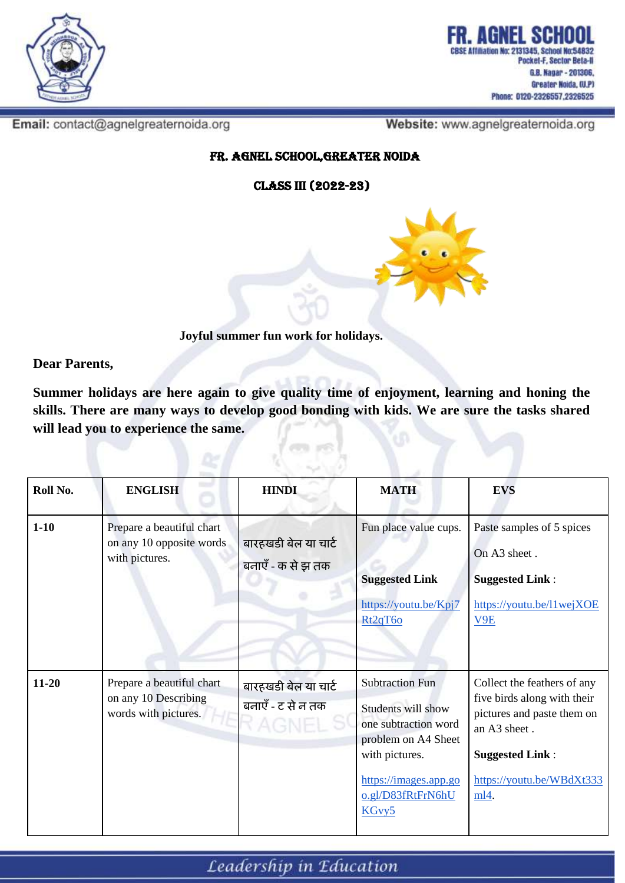FR. AGNEL SCHOOL
CBSE Affiliation No: 2131345, School No:54832
Pocket-F, Sector Beta-II
G.B. Nagar - 201306,
Greater Noida, (U.P)
Phone: 0120-2326557,2326525

**Email:** contact@agnelgreaternoida.org **Website:** www.agnelgreaternoida.org

## FR. AGNEL SCHOOL,GREATER NOIDA

## CLASS III (2022-23)

**Joyful summer fun work for holidays.**

**Dear Parents,**

**Summer holidays are here again to give quality time of enjoyment, learning and honing the skills. There are many ways to develop good bonding with kids. We are sure the tasks shared will lead you to experience the same.**

| Roll No. | ENGLISH | HINDI | MATH | EVS |
|---|---|---|---|---|
| **1-10** | Prepare a beautiful chart on any 10 opposite words with pictures. | बारहखडी बेल या चार्ट बनाएँ - क से झ तक | Fun place value cups.<br><br>**Suggested Link**<br><br>https://youtu.be/Kpj7Rt2qT6o | Paste samples of 5 spices<br><br>On A3 sheet .<br><br>**Suggested Link** :<br><br>https://youtu.be/l1wejXOEV9E |
| **11-20** | Prepare a beautiful chart on any 10 Describing words with pictures. | बारहखडी बेल या चार्ट बनाएँ - ट से न तक | Subtraction Fun<br><br>Students will show one subtraction word problem on A4 Sheet with pictures.<br><br>https://images.app.goo.gl/D83fRtFrN6hUKGvy5 | Collect the feathers of any five birds along with their pictures and paste them on an A3 sheet .<br><br>**Suggested Link** :<br><br>https://youtu.be/WBdXt333ml4. |

*Leadership in Education*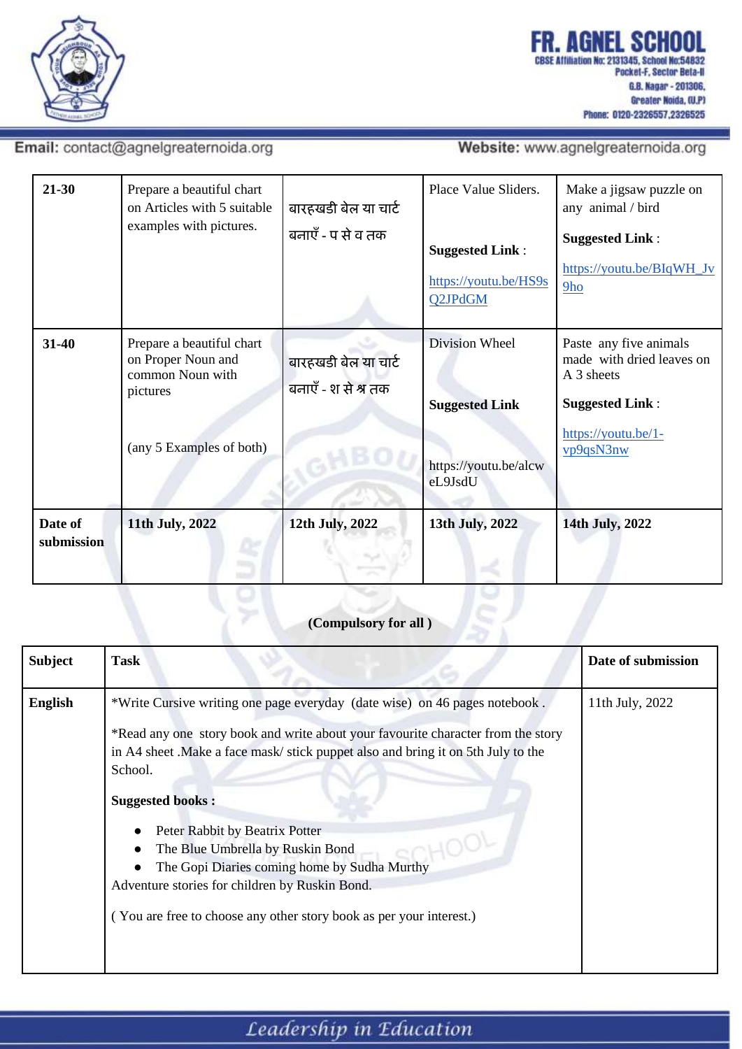| 21-30 | Prepare a beautiful chart on Articles with 5 suitable examples with pictures. | बारहखडी बेल या चार्ट बनाएँ - प से व तक | Place Value Sliders.<br><br>**Suggested Link** :<br>https://youtu.be/HS9sQ2JPdGM | Make a jigsaw puzzle on any animal / bird<br><br>**Suggested Link** :<br>https://youtu.be/BIqWH_Jv9ho |
|---|---|---|---|---|
| 31-40 | Prepare a beautiful chart on Proper Noun and common Noun with pictures<br><br>(any 5 Examples of both) | बारहखडी बेल या चार्ट बनाएँ - श से श्र तक | Division Wheel<br><br>**Suggested Link**<br><br>https://youtu.be/alcweL9JsdU | Paste any five animals made with dried leaves on A 3 sheets<br><br>**Suggested Link** :<br>https://youtu.be/1-vp9qsN3nw |
| **Date of submission** | **11th July, 2022** | **12th July, 2022** | **13th July, 2022** | **14th July, 2022** |

**(Compulsory for all )**

| Subject | Task | Date of submission |
|---|---|---|
| **English** | *Write Cursive writing one page everyday (date wise) on 46 pages notebook .<br><br>*Read any one story book and write about your favourite character from the story in A4 sheet .Make a face mask/ stick puppet also and bring it on 5th July to the School.<br><br>**Suggested books :**<br>• Peter Rabbit by Beatrix Potter<br>• The Blue Umbrella by Ruskin Bond<br>• The Gopi Diaries coming home by Sudha Murthy<br>Adventure stories for children by Ruskin Bond.<br><br>( You are free to choose any other story book as per your interest.) | 11th July, 2022 |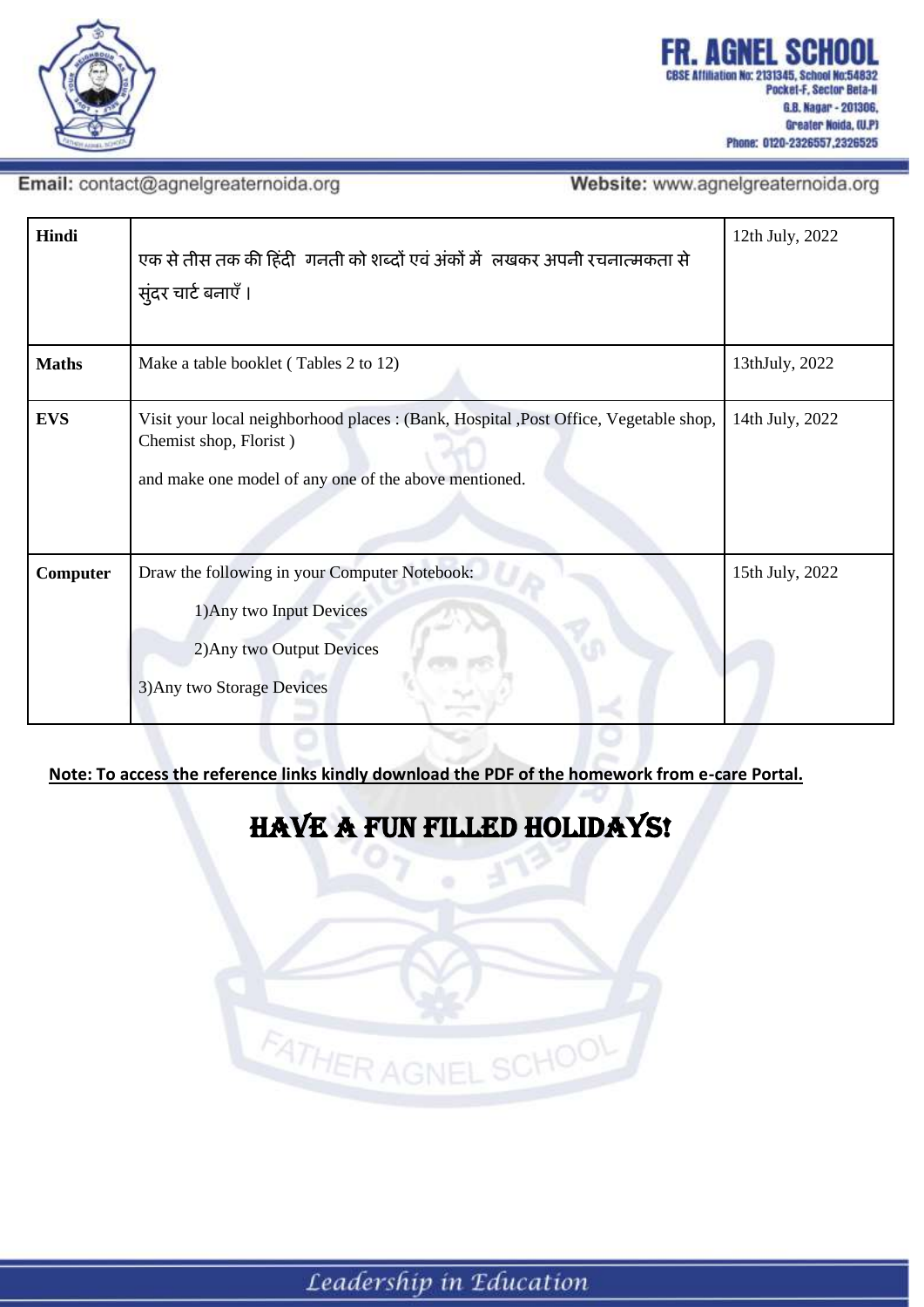| | | |
|---|---|---|
| **Hindi** | एक से तीस तक की हिंदी गनती को शब्दों एवं अंकों में लखकर अपनी रचनात्मकता से सुंदर चार्ट बनाएँ। | 12th July, 2022 |
| **Maths** | Make a table booklet ( Tables 2 to 12) | 13thJuly, 2022 |
| **EVS** | Visit your local neighborhood places : (Bank, Hospital ,Post Office, Vegetable shop, Chemist shop, Florist )<br><br>and make one model of any one of the above mentioned. | 14th July, 2022 |
| **Computer** | Draw the following in your Computer Notebook:<br>1)Any two Input Devices<br>2)Any two Output Devices<br>3)Any two Storage Devices | 15th July, 2022 |

**Note: To access the reference links kindly download the PDF of the homework from e-care Portal.**

# HAVE A FUN FILLED HOLIDAYS!